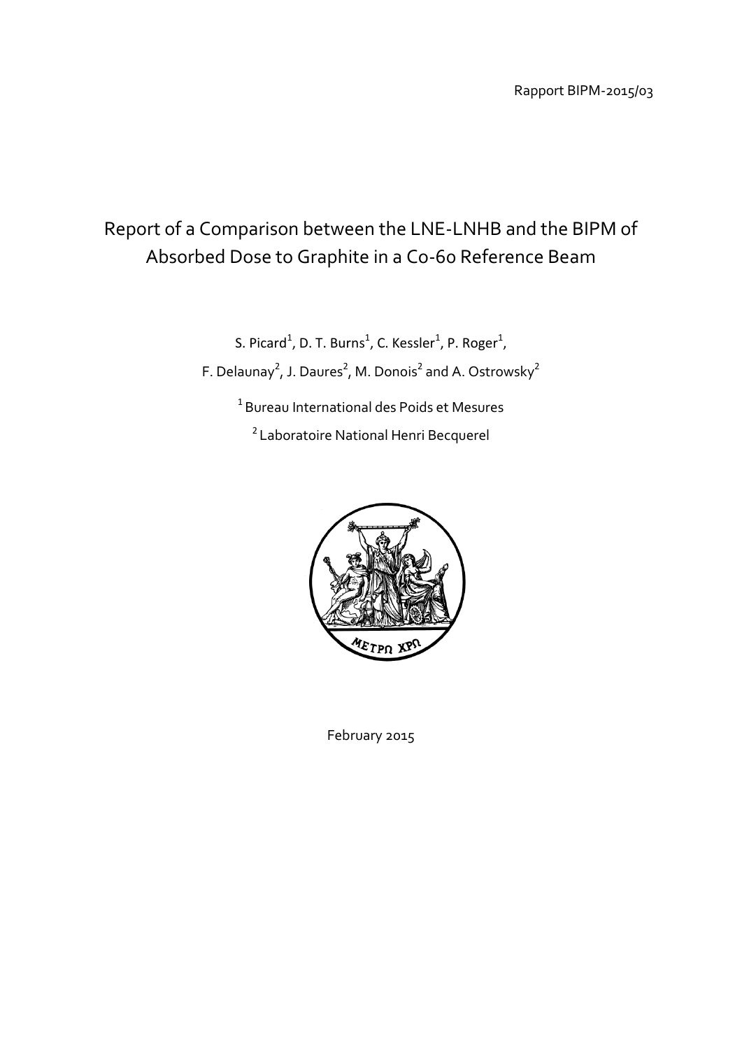Rapport BIPM-2015/03

# Report of a Comparison between the LNE-LNHB and the BIPM of Absorbed Dose to Graphite in a Co-60 Reference Beam

S. Picard[1], D. T. Burns[1], C. Kessler[1], P. Roger[1],

F. Delaunay[2], J. Daures[2], M. Donois[2] and A. Ostrowsky[2]

[1] Bureau International des Poids et Mesures

[2] Laboratoire National Henri Becquerel

February 2015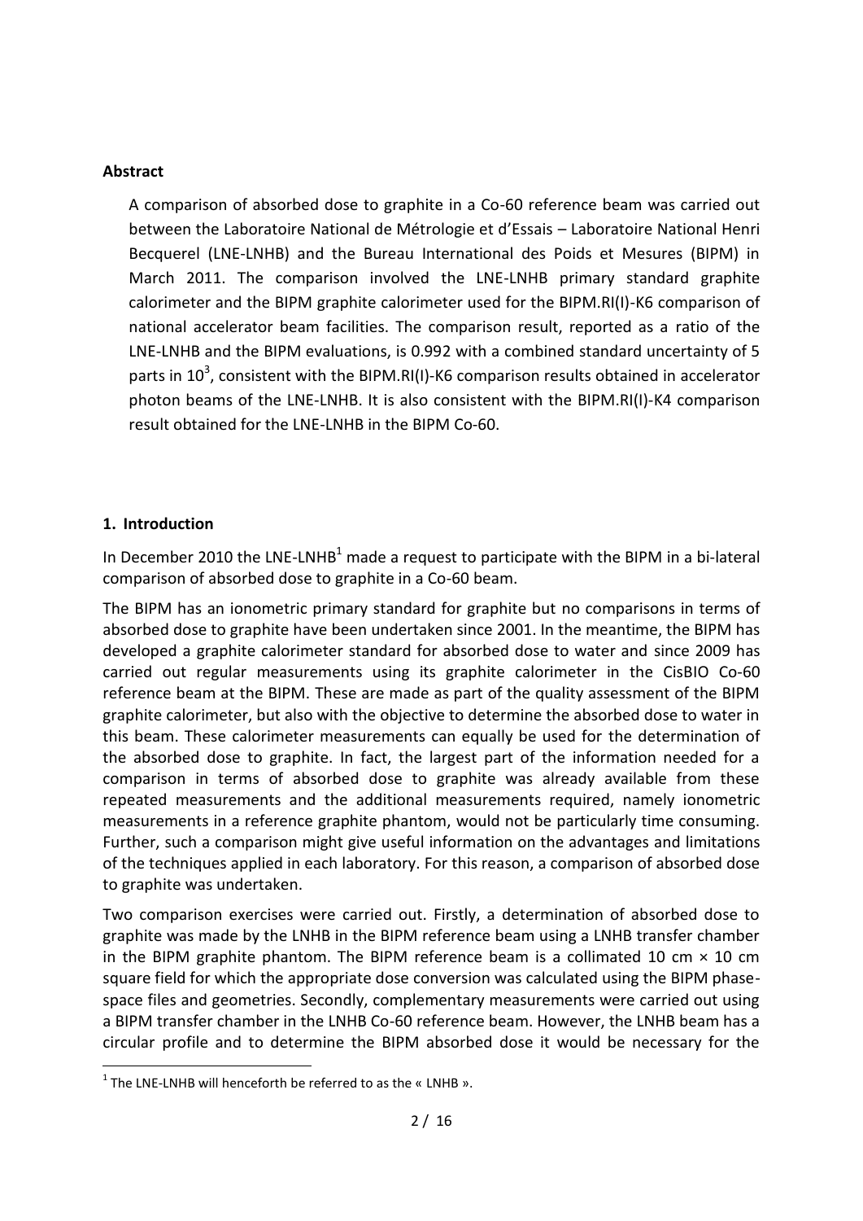**Abstract**

A comparison of absorbed dose to graphite in a Co-60 reference beam was carried out between the Laboratoire National de Métrologie et d'Essais – Laboratoire National Henri Becquerel (LNE-LNHB) and the Bureau International des Poids et Mesures (BIPM) in March 2011. The comparison involved the LNE-LNHB primary standard graphite calorimeter and the BIPM graphite calorimeter used for the BIPM.RI(I)-K6 comparison of national accelerator beam facilities. The comparison result, reported as a ratio of the LNE-LNHB and the BIPM evaluations, is 0.992 with a combined standard uncertainty of 5 parts in $10^3$, consistent with the BIPM.RI(I)-K6 comparison results obtained in accelerator photon beams of the LNE-LNHB. It is also consistent with the BIPM.RI(I)-K4 comparison result obtained for the LNE-LNHB in the BIPM Co-60.

## 1. Introduction

In December 2010 the LNE-LNHB[1] made a request to participate with the BIPM in a bi-lateral comparison of absorbed dose to graphite in a Co-60 beam.

The BIPM has an ionometric primary standard for graphite but no comparisons in terms of absorbed dose to graphite have been undertaken since 2001. In the meantime, the BIPM has developed a graphite calorimeter standard for absorbed dose to water and since 2009 has carried out regular measurements using its graphite calorimeter in the CisBIO Co-60 reference beam at the BIPM. These are made as part of the quality assessment of the BIPM graphite calorimeter, but also with the objective to determine the absorbed dose to water in this beam. These calorimeter measurements can equally be used for the determination of the absorbed dose to graphite. In fact, the largest part of the information needed for a comparison in terms of absorbed dose to graphite was already available from these repeated measurements and the additional measurements required, namely ionometric measurements in a reference graphite phantom, would not be particularly time consuming. Further, such a comparison might give useful information on the advantages and limitations of the techniques applied in each laboratory. For this reason, a comparison of absorbed dose to graphite was undertaken.

Two comparison exercises were carried out. Firstly, a determination of absorbed dose to graphite was made by the LNHB in the BIPM reference beam using a LNHB transfer chamber in the BIPM graphite phantom. The BIPM reference beam is a collimated 10 cm × 10 cm square field for which the appropriate dose conversion was calculated using the BIPM phase-space files and geometries. Secondly, complementary measurements were carried out using a BIPM transfer chamber in the LNHB Co-60 reference beam. However, the LNHB beam has a circular profile and to determine the BIPM absorbed dose it would be necessary for the

[1] The LNE-LNHB will henceforth be referred to as the « LNHB ».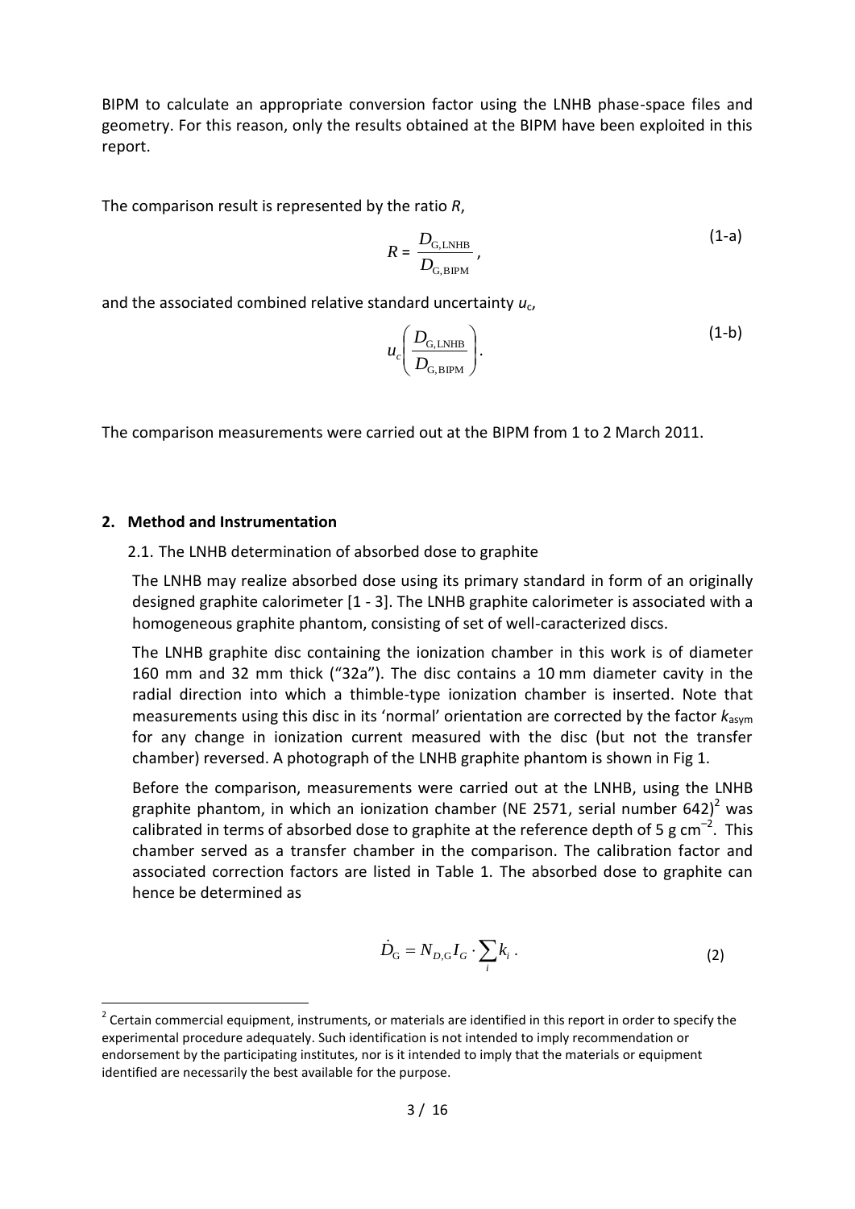BIPM to calculate an appropriate conversion factor using the LNHB phase-space files and geometry. For this reason, only the results obtained at the BIPM have been exploited in this report.

The comparison result is represented by the ratio $R$,

$$R = \frac{D_{\mathrm{G,LNHB}}}{D_{\mathrm{G,BIPM}}}, \tag{1-a}$$

and the associated combined relative standard uncertainty $u_c$,

$$u_c\left(\frac{D_{\mathrm{G,LNHB}}}{D_{\mathrm{G,BIPM}}}\right). \tag{1-b}$$

The comparison measurements were carried out at the BIPM from 1 to 2 March 2011.

## 2. Method and Instrumentation

### 2.1. The LNHB determination of absorbed dose to graphite

The LNHB may realize absorbed dose using its primary standard in form of an originally designed graphite calorimeter [1 - 3]. The LNHB graphite calorimeter is associated with a homogeneous graphite phantom, consisting of set of well-caracterized discs.

The LNHB graphite disc containing the ionization chamber in this work is of diameter 160 mm and 32 mm thick ("32a"). The disc contains a 10 mm diameter cavity in the radial direction into which a thimble-type ionization chamber is inserted. Note that measurements using this disc in its 'normal' orientation are corrected by the factor $k_{\mathrm{asym}}$ for any change in ionization current measured with the disc (but not the transfer chamber) reversed. A photograph of the LNHB graphite phantom is shown in Fig 1.

Before the comparison, measurements were carried out at the LNHB, using the LNHB graphite phantom, in which an ionization chamber (NE 2571, serial number 642)[2] was calibrated in terms of absorbed dose to graphite at the reference depth of 5 g cm$^{-2}$. This chamber served as a transfer chamber in the comparison. The calibration factor and associated correction factors are listed in Table 1. The absorbed dose to graphite can hence be determined as

$$\dot{D}_{\mathrm{G}} = N_{D,\mathrm{G}} I_G \cdot \sum_i k_i \,. \tag{2}$$

[2] Certain commercial equipment, instruments, or materials are identified in this report in order to specify the experimental procedure adequately. Such identification is not intended to imply recommendation or endorsement by the participating institutes, nor is it intended to imply that the materials or equipment identified are necessarily the best available for the purpose.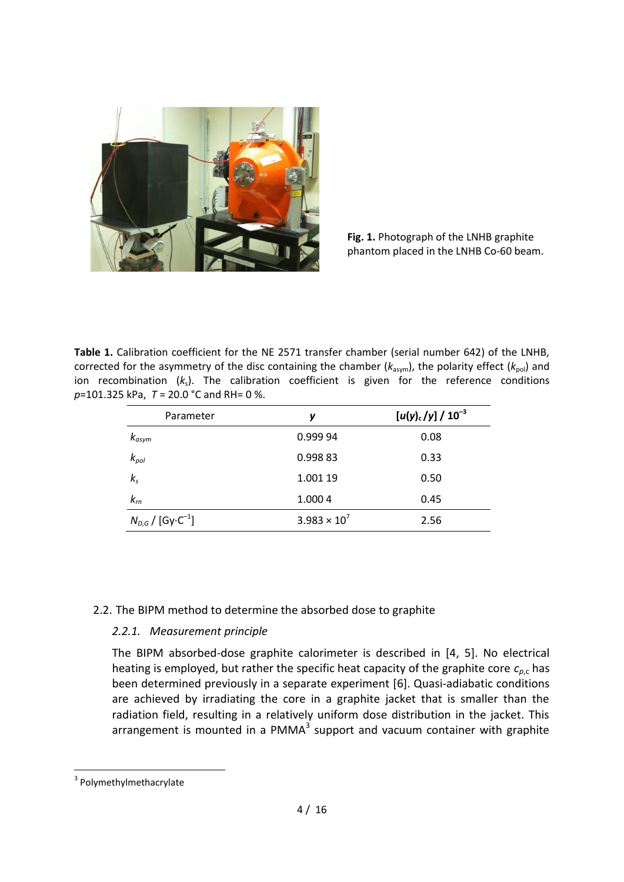**Fig. 1.** Photograph of the LNHB graphite phantom placed in the LNHB Co-60 beam.

**Table 1.** Calibration coefficient for the NE 2571 transfer chamber (serial number 642) of the LNHB, corrected for the asymmetry of the disc containing the chamber ($k_{asym}$), the polarity effect ($k_{pol}$) and ion recombination ($k_s$). The calibration coefficient is given for the reference conditions $p$=101.325 kPa, $T$ = 20.0 °C and RH= 0 %.

| Parameter | $y$ | $[u(y)_c/y]$ / $10^{-3}$ |
|---|---|---|
| $k_{asym}$ | 0.999 94 | 0.08 |
| $k_{pol}$ | 0.998 83 | 0.33 |
| $k_s$ | 1.001 19 | 0.50 |
| $k_{rn}$ | 1.000 4 | 0.45 |
| $N_{D,G}$ / [Gy·C$^{-1}$] | $3.983 \times 10^7$ | 2.56 |

## 2.2. The BIPM method to determine the absorbed dose to graphite

### 2.2.1. *Measurement principle*

The BIPM absorbed-dose graphite calorimeter is described in [4, 5]. No electrical heating is employed, but rather the specific heat capacity of the graphite core $c_{p,c}$ has been determined previously in a separate experiment [6]. Quasi-adiabatic conditions are achieved by irradiating the core in a graphite jacket that is smaller than the radiation field, resulting in a relatively uniform dose distribution in the jacket. This arrangement is mounted in a PMMA[3] support and vacuum container with graphite

[3] Polymethylmethacrylate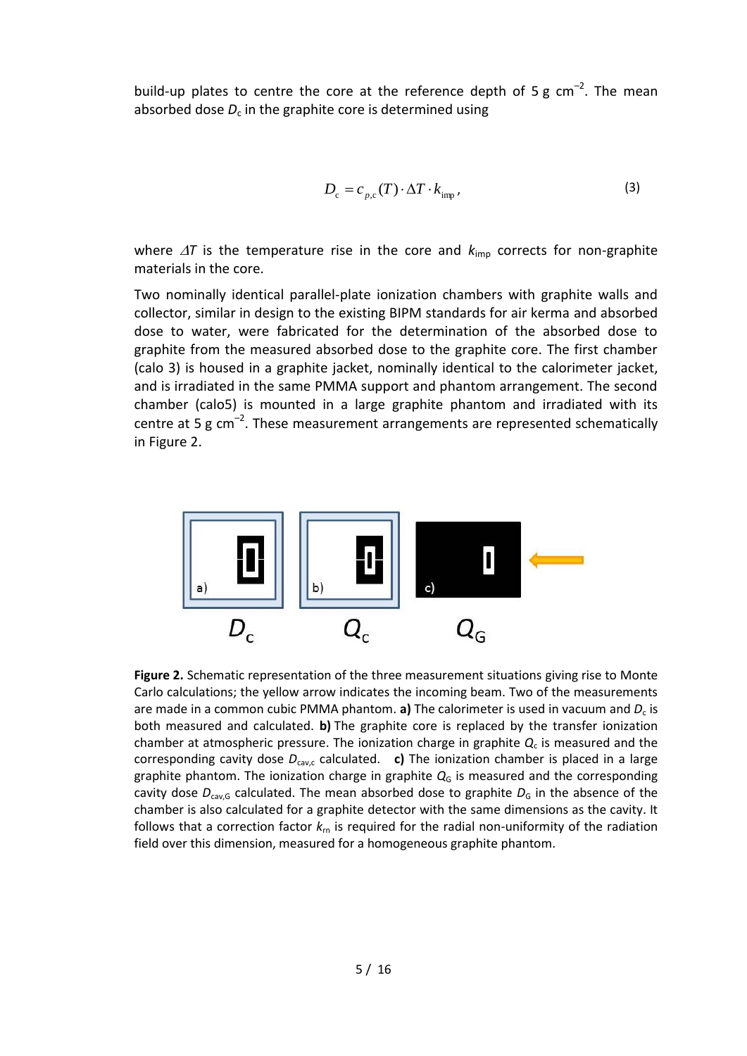build-up plates to centre the core at the reference depth of 5 g cm$^{-2}$. The mean absorbed dose $D_c$ in the graphite core is determined using

$$D_c = c_{p,c}(T) \cdot \Delta T \cdot k_{imp}, \tag{3}$$

where $\Delta T$ is the temperature rise in the core and $k_{imp}$ corrects for non-graphite materials in the core.

Two nominally identical parallel-plate ionization chambers with graphite walls and collector, similar in design to the existing BIPM standards for air kerma and absorbed dose to water, were fabricated for the determination of the absorbed dose to graphite from the measured absorbed dose to the graphite core. The first chamber (calo 3) is housed in a graphite jacket, nominally identical to the calorimeter jacket, and is irradiated in the same PMMA support and phantom arrangement. The second chamber (calo5) is mounted in a large graphite phantom and irradiated with its centre at 5 g cm$^{-2}$. These measurement arrangements are represented schematically in Figure 2.

a) b) c)

$D_c$ $Q_c$ $Q_G$

**Figure 2.** Schematic representation of the three measurement situations giving rise to Monte Carlo calculations; the yellow arrow indicates the incoming beam. Two of the measurements are made in a common cubic PMMA phantom. **a)** The calorimeter is used in vacuum and $D_c$ is both measured and calculated. **b)** The graphite core is replaced by the transfer ionization chamber at atmospheric pressure. The ionization charge in graphite $Q_c$ is measured and the corresponding cavity dose $D_{cav,c}$ calculated. **c)** The ionization chamber is placed in a large graphite phantom. The ionization charge in graphite $Q_G$ is measured and the corresponding cavity dose $D_{cav,G}$ calculated. The mean absorbed dose to graphite $D_G$ in the absence of the chamber is also calculated for a graphite detector with the same dimensions as the cavity. It follows that a correction factor $k_{rn}$ is required for the radial non-uniformity of the radiation field over this dimension, measured for a homogeneous graphite phantom.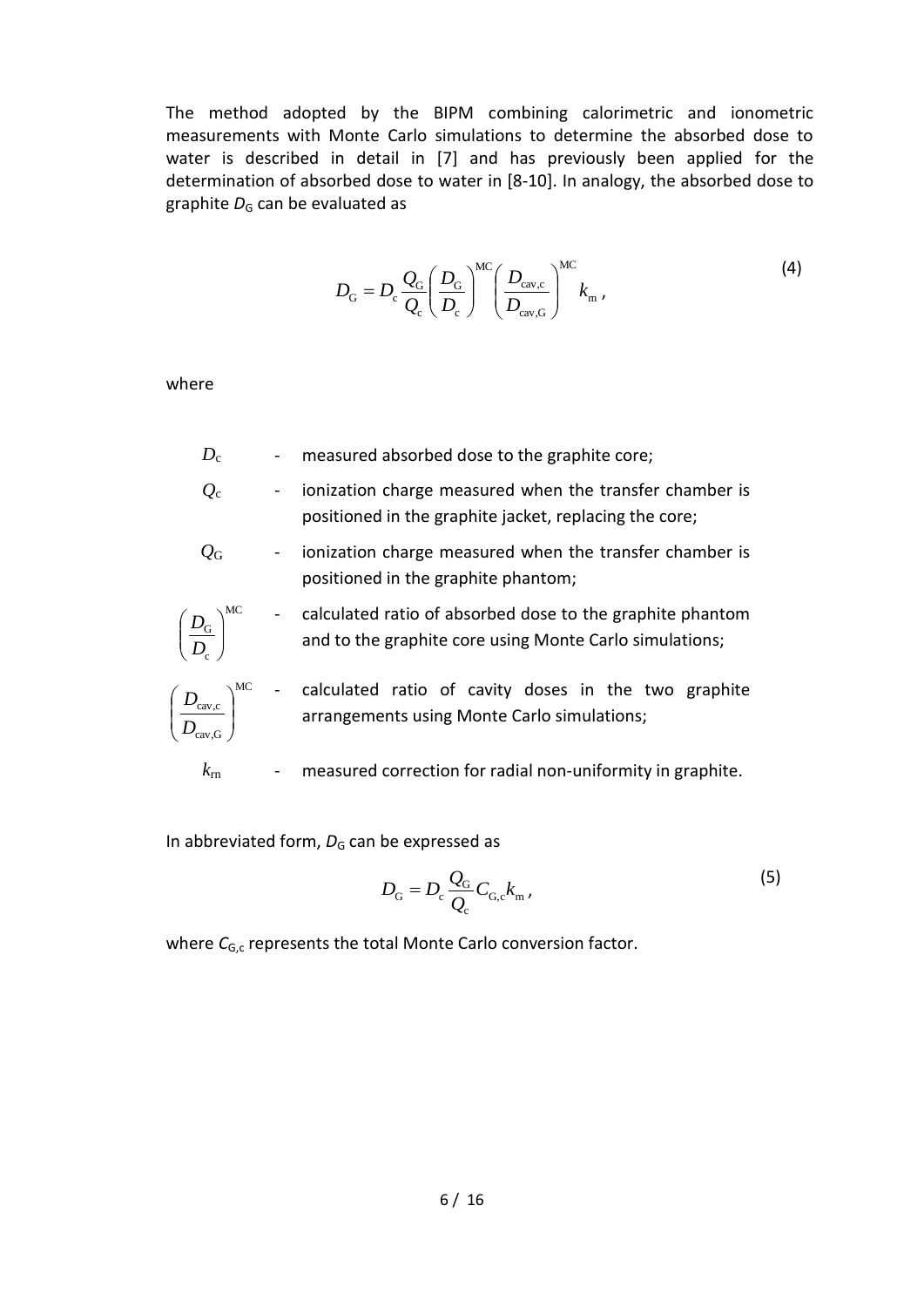The method adopted by the BIPM combining calorimetric and ionometric measurements with Monte Carlo simulations to determine the absorbed dose to water is described in detail in [7] and has previously been applied for the determination of absorbed dose to water in [8-10]. In analogy, the absorbed dose to graphite $D_G$ can be evaluated as

$$D_{G} = D_{c} \frac{Q_{G}}{Q_{c}} \left( \frac{D_{G}}{D_{c}} \right)^{MC} \left( \frac{D_{cav,c}}{D_{cav,G}} \right)^{MC} k_{m} , \tag{4}$$

where

- $D_c$ - measured absorbed dose to the graphite core;
- $Q_c$ - ionization charge measured when the transfer chamber is positioned in the graphite jacket, replacing the core;
- $Q_G$ - ionization charge measured when the transfer chamber is positioned in the graphite phantom;
- $\left( \frac{D_{G}}{D_{c}} \right)^{MC}$ - calculated ratio of absorbed dose to the graphite phantom and to the graphite core using Monte Carlo simulations;
- $\left( \frac{D_{cav,c}}{D_{cav,G}} \right)^{MC}$ - calculated ratio of cavity doses in the two graphite arrangements using Monte Carlo simulations;
- $k_{rn}$ - measured correction for radial non-uniformity in graphite.

In abbreviated form, $D_G$ can be expressed as

$$D_{G} = D_{c} \frac{Q_{G}}{Q_{c}} C_{G,c} k_{m} , \tag{5}$$

where $C_{G,c}$ represents the total Monte Carlo conversion factor.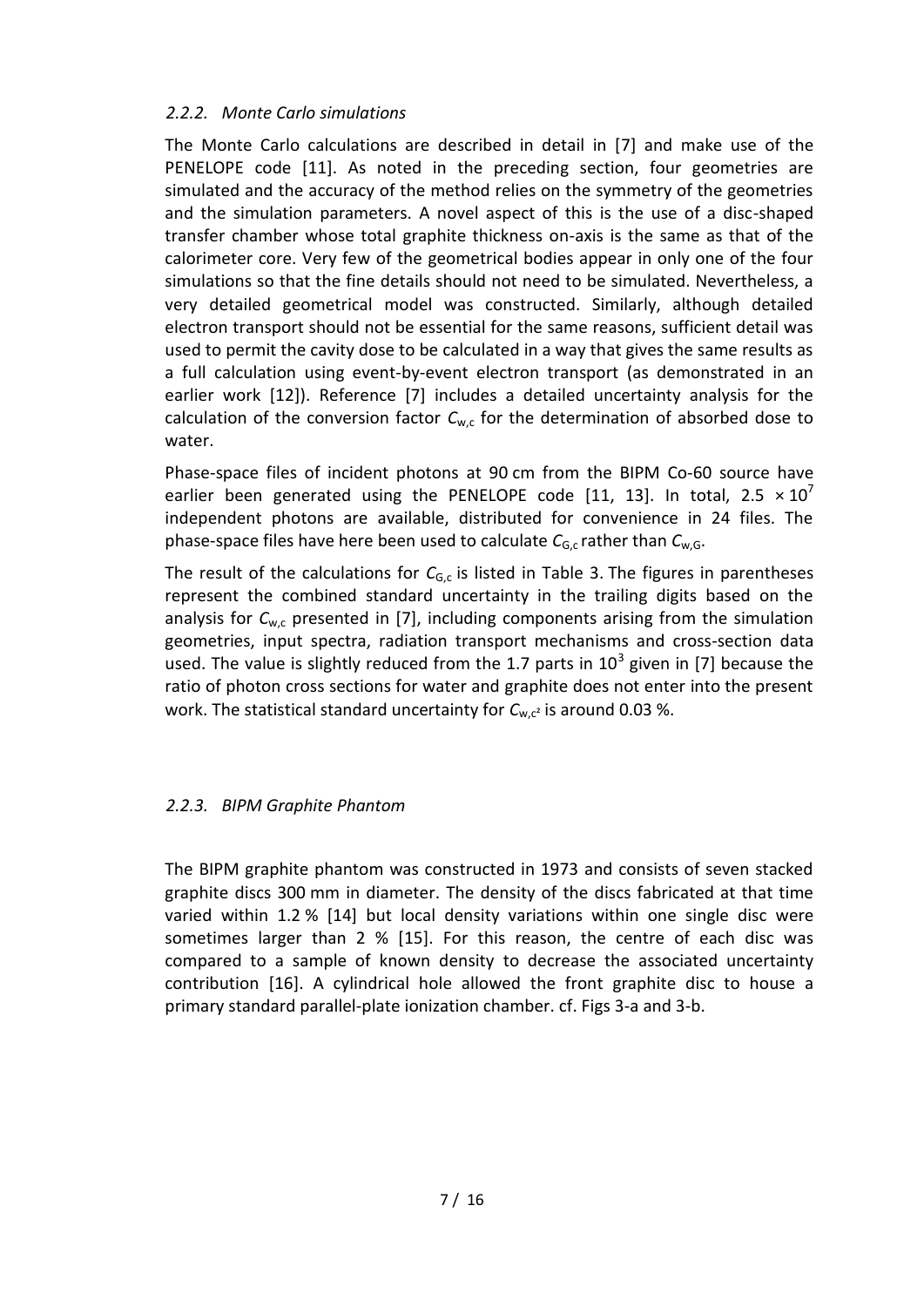### 2.2.2. *Monte Carlo simulations*

The Monte Carlo calculations are described in detail in [7] and make use of the PENELOPE code [11]. As noted in the preceding section, four geometries are simulated and the accuracy of the method relies on the symmetry of the geometries and the simulation parameters. A novel aspect of this is the use of a disc-shaped transfer chamber whose total graphite thickness on-axis is the same as that of the calorimeter core. Very few of the geometrical bodies appear in only one of the four simulations so that the fine details should not need to be simulated. Nevertheless, a very detailed geometrical model was constructed. Similarly, although detailed electron transport should not be essential for the same reasons, sufficient detail was used to permit the cavity dose to be calculated in a way that gives the same results as a full calculation using event-by-event electron transport (as demonstrated in an earlier work [12]). Reference [7] includes a detailed uncertainty analysis for the calculation of the conversion factor $C_{w,c}$ for the determination of absorbed dose to water.

Phase-space files of incident photons at 90 cm from the BIPM Co-60 source have earlier been generated using the PENELOPE code [11, 13]. In total, $2.5 \times 10^7$ independent photons are available, distributed for convenience in 24 files. The phase-space files have here been used to calculate $C_{G,c}$ rather than $C_{w,G}$.

The result of the calculations for $C_{G,c}$ is listed in Table 3. The figures in parentheses represent the combined standard uncertainty in the trailing digits based on the analysis for $C_{w,c}$ presented in [7], including components arising from the simulation geometries, input spectra, radiation transport mechanisms and cross-section data used. The value is slightly reduced from the 1.7 parts in $10^3$ given in [7] because the ratio of photon cross sections for water and graphite does not enter into the present work. The statistical standard uncertainty for $C_{w,c^2}$ is around 0.03 %.

### 2.2.3. *BIPM Graphite Phantom*

The BIPM graphite phantom was constructed in 1973 and consists of seven stacked graphite discs 300 mm in diameter. The density of the discs fabricated at that time varied within 1.2 % [14] but local density variations within one single disc were sometimes larger than 2 % [15]. For this reason, the centre of each disc was compared to a sample of known density to decrease the associated uncertainty contribution [16]. A cylindrical hole allowed the front graphite disc to house a primary standard parallel-plate ionization chamber. cf. Figs 3-a and 3-b.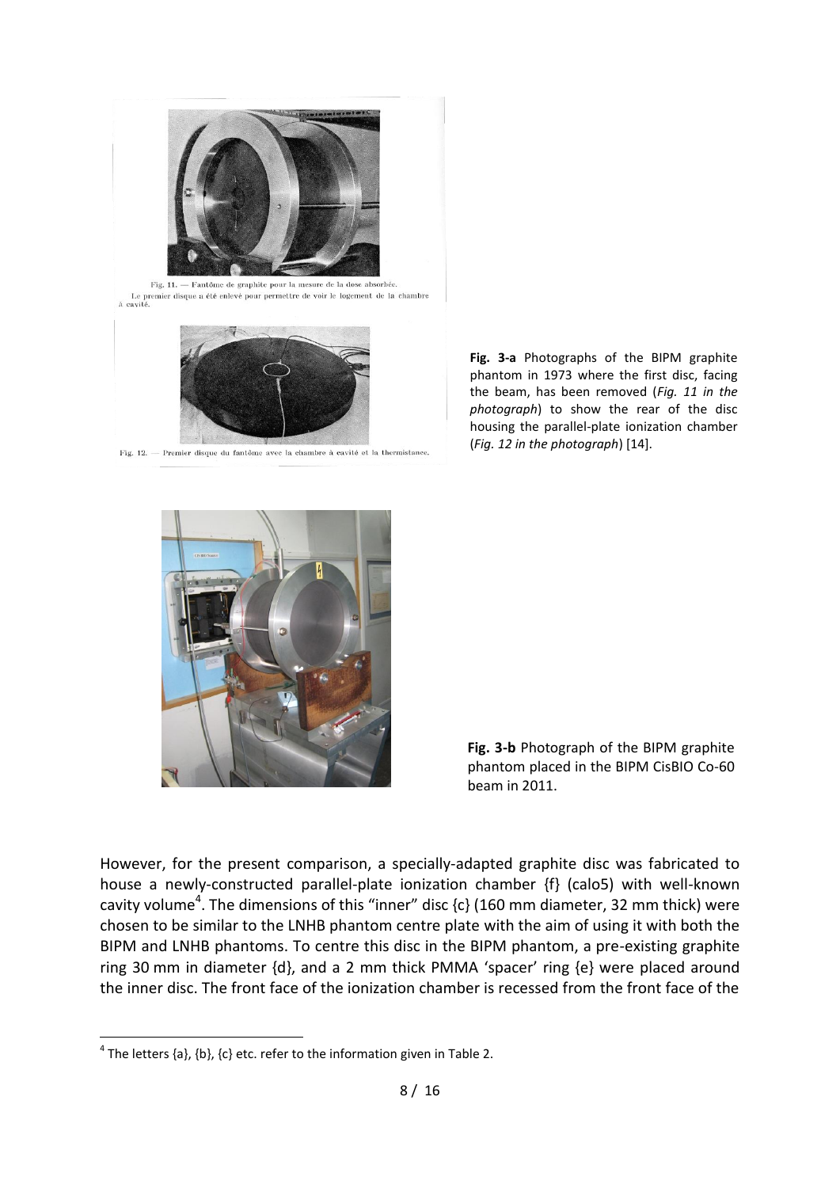Fig. 11. — Fantôme de graphite pour la mesure de la dose absorbée. Le premier disque a été enlevé pour permettre de voir le logement de la chambre à cavité.

Fig. 12. — Premier disque du fantôme avec la chambre à cavité et la thermistance.

**Fig. 3-a** Photographs of the BIPM graphite phantom in 1973 where the first disc, facing the beam, has been removed (*Fig. 11 in the photograph*) to show the rear of the disc housing the parallel-plate ionization chamber (*Fig. 12 in the photograph*) [14].

**Fig. 3-b** Photograph of the BIPM graphite phantom placed in the BIPM CisBIO Co-60 beam in 2011.

However, for the present comparison, a specially-adapted graphite disc was fabricated to house a newly-constructed parallel-plate ionization chamber {f} (calo5) with well-known cavity volume[4]. The dimensions of this "inner" disc {c} (160 mm diameter, 32 mm thick) were chosen to be similar to the LNHB phantom centre plate with the aim of using it with both the BIPM and LNHB phantoms. To centre this disc in the BIPM phantom, a pre-existing graphite ring 30 mm in diameter {d}, and a 2 mm thick PMMA 'spacer' ring {e} were placed around the inner disc. The front face of the ionization chamber is recessed from the front face of the

[4] The letters {a}, {b}, {c} etc. refer to the information given in Table 2.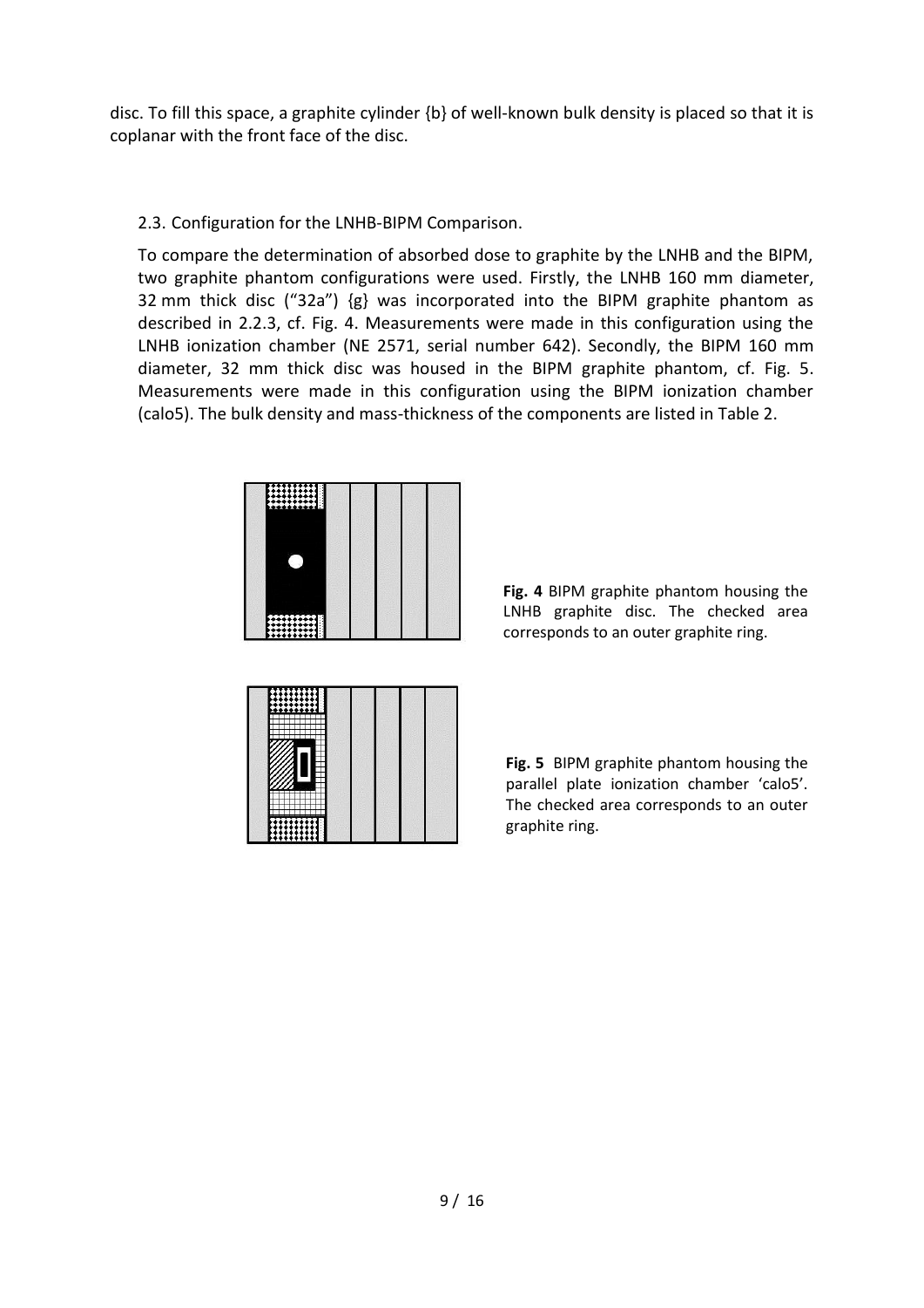disc. To fill this space, a graphite cylinder {b} of well-known bulk density is placed so that it is coplanar with the front face of the disc.

### 2.3. Configuration for the LNHB-BIPM Comparison.

To compare the determination of absorbed dose to graphite by the LNHB and the BIPM, two graphite phantom configurations were used. Firstly, the LNHB 160 mm diameter, 32 mm thick disc ("32a") {g} was incorporated into the BIPM graphite phantom as described in 2.2.3, cf. Fig. 4. Measurements were made in this configuration using the LNHB ionization chamber (NE 2571, serial number 642). Secondly, the BIPM 160 mm diameter, 32 mm thick disc was housed in the BIPM graphite phantom, cf. Fig. 5. Measurements were made in this configuration using the BIPM ionization chamber (calo5). The bulk density and mass-thickness of the components are listed in Table 2.

**Fig. 4** BIPM graphite phantom housing the LNHB graphite disc. The checked area corresponds to an outer graphite ring.

**Fig. 5** BIPM graphite phantom housing the parallel plate ionization chamber 'calo5'. The checked area corresponds to an outer graphite ring.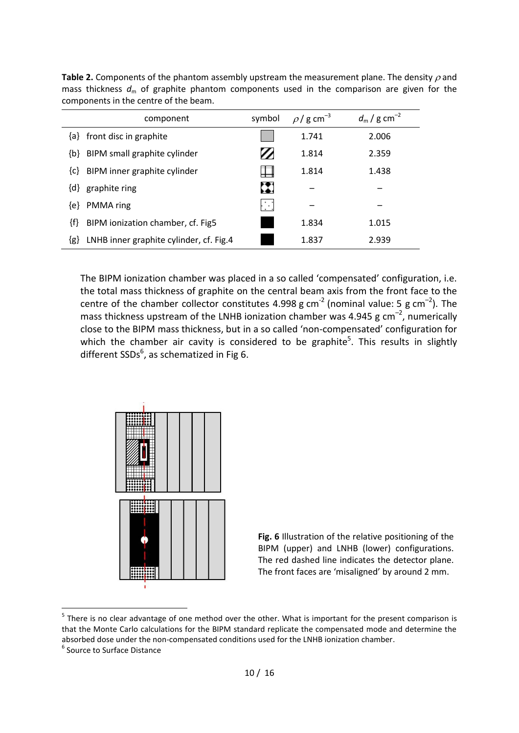**Table 2.** Components of the phantom assembly upstream the measurement plane. The density $\rho$ and mass thickness $d_m$ of graphite phantom components used in the comparison are given for the components in the centre of the beam.

| component | symbol | $\rho$ / g cm$^{-3}$ | $d_m$ / g cm$^{-2}$ |
|---|---|---|---|
| {a} front disc in graphite | | 1.741 | 2.006 |
| {b} BIPM small graphite cylinder | | 1.814 | 2.359 |
| {c} BIPM inner graphite cylinder | | 1.814 | 1.438 |
| {d} graphite ring | | – | – |
| {e} PMMA ring | | – | – |
| {f} BIPM ionization chamber, cf. Fig5 | | 1.834 | 1.015 |
| {g} LNHB inner graphite cylinder, cf. Fig.4 | | 1.837 | 2.939 |

The BIPM ionization chamber was placed in a so called 'compensated' configuration, i.e. the total mass thickness of graphite on the central beam axis from the front face to the centre of the chamber collector constitutes 4.998 g cm$^{-2}$ (nominal value: 5 g cm$^{-2}$). The mass thickness upstream of the LNHB ionization chamber was 4.945 g cm$^{-2}$, numerically close to the BIPM mass thickness, but in a so called 'non-compensated' configuration for which the chamber air cavity is considered to be graphite[5]. This results in slightly different SSDs[6], as schematized in Fig 6.

**Fig. 6** Illustration of the relative positioning of the BIPM (upper) and LNHB (lower) configurations. The red dashed line indicates the detector plane. The front faces are 'misaligned' by around 2 mm.

[5] There is no clear advantage of one method over the other. What is important for the present comparison is that the Monte Carlo calculations for the BIPM standard replicate the compensated mode and determine the absorbed dose under the non-compensated conditions used for the LNHB ionization chamber.

[6] Source to Surface Distance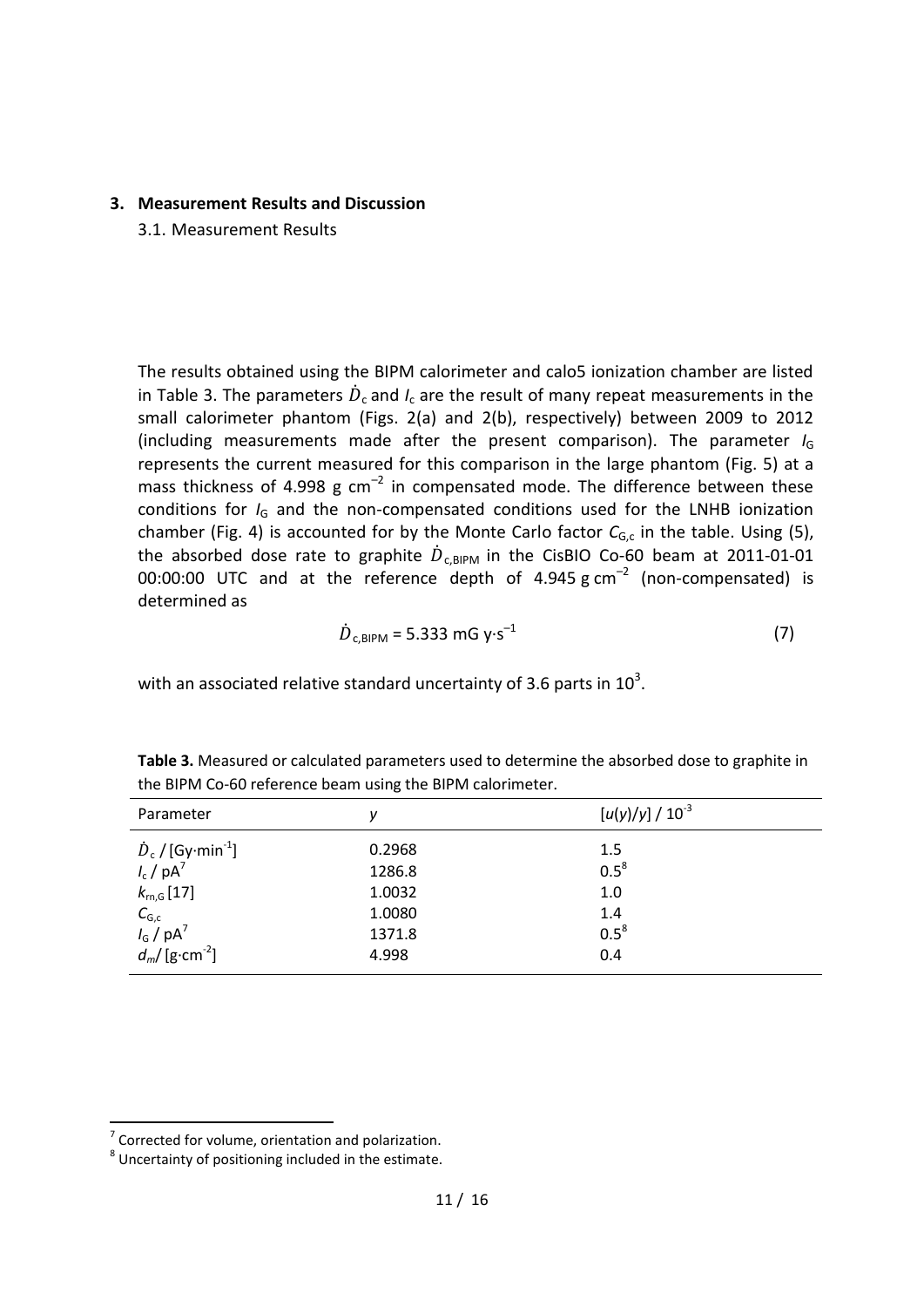## 3. Measurement Results and Discussion

### 3.1. Measurement Results

The results obtained using the BIPM calorimeter and calo5 ionization chamber are listed in Table 3. The parameters $\dot{D}_c$ and $I_c$ are the result of many repeat measurements in the small calorimeter phantom (Figs. 2(a) and 2(b), respectively) between 2009 to 2012 (including measurements made after the present comparison). The parameter $I_G$ represents the current measured for this comparison in the large phantom (Fig. 5) at a mass thickness of 4.998 g cm$^{-2}$ in compensated mode. The difference between these conditions for $I_G$ and the non-compensated conditions used for the LNHB ionization chamber (Fig. 4) is accounted for by the Monte Carlo factor $C_{G,c}$ in the table. Using (5), the absorbed dose rate to graphite $\dot{D}_{c,BIPM}$ in the CisBIO Co-60 beam at 2011-01-01 00:00:00 UTC and at the reference depth of 4.945 g cm$^{-2}$ (non-compensated) is determined as

$$\dot{D}_{c,BIPM} = 5.333 \text{ mG y·s}^{-1} \tag{7}$$

with an associated relative standard uncertainty of 3.6 parts in $10^3$.

**Table 3.** Measured or calculated parameters used to determine the absorbed dose to graphite in the BIPM Co-60 reference beam using the BIPM calorimeter.

| Parameter | $y$ | $[u(y)/y] / 10^{-3}$ |
|---|---|---|
| $\dot{D}_c$ / [Gy·min$^{-1}$] | 0.2968 | 1.5 |
| $I_c$ / pA[7] | 1286.8 | 0.5[8] |
| $k_{rn,G}$ [17] | 1.0032 | 1.0 |
| $C_{G,c}$ | 1.0080 | 1.4 |
| $I_G$ / pA[7] | 1371.8 | 0.5[8] |
| $d_m$/ [g·cm$^{-2}$] | 4.998 | 0.4 |

[7] Corrected for volume, orientation and polarization.

[8] Uncertainty of positioning included in the estimate.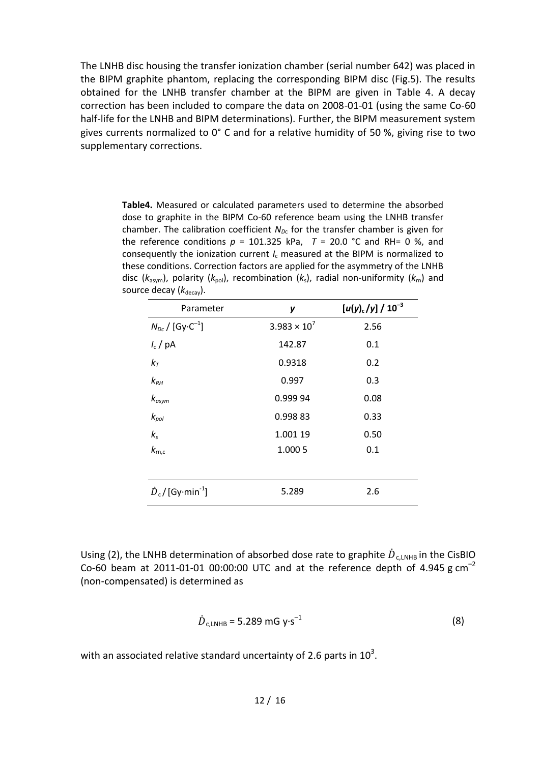The LNHB disc housing the transfer ionization chamber (serial number 642) was placed in the BIPM graphite phantom, replacing the corresponding BIPM disc (Fig.5). The results obtained for the LNHB transfer chamber at the BIPM are given in Table 4. A decay correction has been included to compare the data on 2008-01-01 (using the same Co-60 half-life for the LNHB and BIPM determinations). Further, the BIPM measurement system gives currents normalized to 0° C and for a relative humidity of 50 %, giving rise to two supplementary corrections.

**Table4.** Measured or calculated parameters used to determine the absorbed dose to graphite in the BIPM Co-60 reference beam using the LNHB transfer chamber. The calibration coefficient $N_{Dc}$ for the transfer chamber is given for the reference conditions $p$ = 101.325 kPa, $T$ = 20.0 °C and RH= 0 %, and consequently the ionization current $I_c$ measured at the BIPM is normalized to these conditions. Correction factors are applied for the asymmetry of the LNHB disc ($k_{asym}$), polarity ($k_{pol}$), recombination ($k_s$), radial non-uniformity ($k_{rn}$) and source decay ($k_{decay}$).

| Parameter | $y$ | $[u(y)_c/y]$ / $10^{-3}$ |
|---|---|---|
| $N_{Dc}$ / [Gy·C$^{-1}$] | $3.983 \times 10^7$ | 2.56 |
| $I_c$ / pA | 142.87 | 0.1 |
| $k_T$ | 0.9318 | 0.2 |
| $k_{RH}$ | 0.997 | 0.3 |
| $k_{asym}$ | 0.999 94 | 0.08 |
| $k_{pol}$ | 0.998 83 | 0.33 |
| $k_s$ | 1.001 19 | 0.50 |
| $k_{rn,c}$ | 1.000 5 | 0.1 |
| $\dot{D}_c$ / [Gy·min$^{-1}$] | 5.289 | 2.6 |

Using (2), the LNHB determination of absorbed dose rate to graphite $\dot{D}_{c,LNHB}$ in the CisBIO Co-60 beam at 2011-01-01 00:00:00 UTC and at the reference depth of 4.945 g cm$^{-2}$ (non-compensated) is determined as

$$\dot{D}_{c,LNHB} = 5.289 \text{ mG y·s}^{-1} \tag{8}$$

with an associated relative standard uncertainty of 2.6 parts in $10^3$.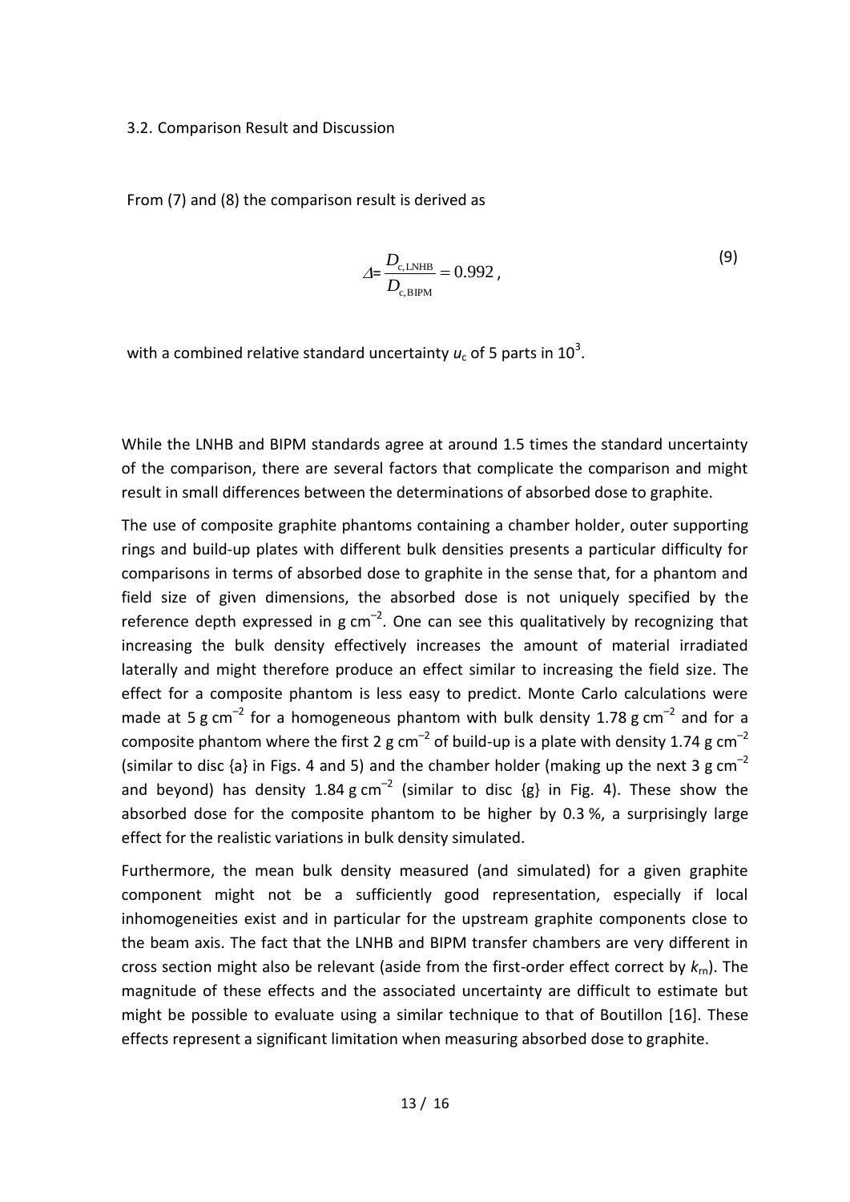### 3.2. Comparison Result and Discussion

From (7) and (8) the comparison result is derived as

$$\Delta = \frac{D_{\mathrm{c,LNHB}}}{D_{\mathrm{c,BIPM}}} = 0.992\,, \tag{9}$$

with a combined relative standard uncertainty $u_{\mathrm{c}}$ of 5 parts in $10^3$.

While the LNHB and BIPM standards agree at around 1.5 times the standard uncertainty of the comparison, there are several factors that complicate the comparison and might result in small differences between the determinations of absorbed dose to graphite.

The use of composite graphite phantoms containing a chamber holder, outer supporting rings and build-up plates with different bulk densities presents a particular difficulty for comparisons in terms of absorbed dose to graphite in the sense that, for a phantom and field size of given dimensions, the absorbed dose is not uniquely specified by the reference depth expressed in g cm$^{-2}$. One can see this qualitatively by recognizing that increasing the bulk density effectively increases the amount of material irradiated laterally and might therefore produce an effect similar to increasing the field size. The effect for a composite phantom is less easy to predict. Monte Carlo calculations were made at 5 g cm$^{-2}$ for a homogeneous phantom with bulk density 1.78 g cm$^{-2}$ and for a composite phantom where the first 2 g cm$^{-2}$ of build-up is a plate with density 1.74 g cm$^{-2}$ (similar to disc {a} in Figs. 4 and 5) and the chamber holder (making up the next 3 g cm$^{-2}$ and beyond) has density 1.84 g cm$^{-2}$ (similar to disc {g} in Fig. 4). These show the absorbed dose for the composite phantom to be higher by 0.3 %, a surprisingly large effect for the realistic variations in bulk density simulated.

Furthermore, the mean bulk density measured (and simulated) for a given graphite component might not be a sufficiently good representation, especially if local inhomogeneities exist and in particular for the upstream graphite components close to the beam axis. The fact that the LNHB and BIPM transfer chambers are very different in cross section might also be relevant (aside from the first-order effect correct by $k_{\mathrm{rn}}$). The magnitude of these effects and the associated uncertainty are difficult to estimate but might be possible to evaluate using a similar technique to that of Boutillon [16]. These effects represent a significant limitation when measuring absorbed dose to graphite.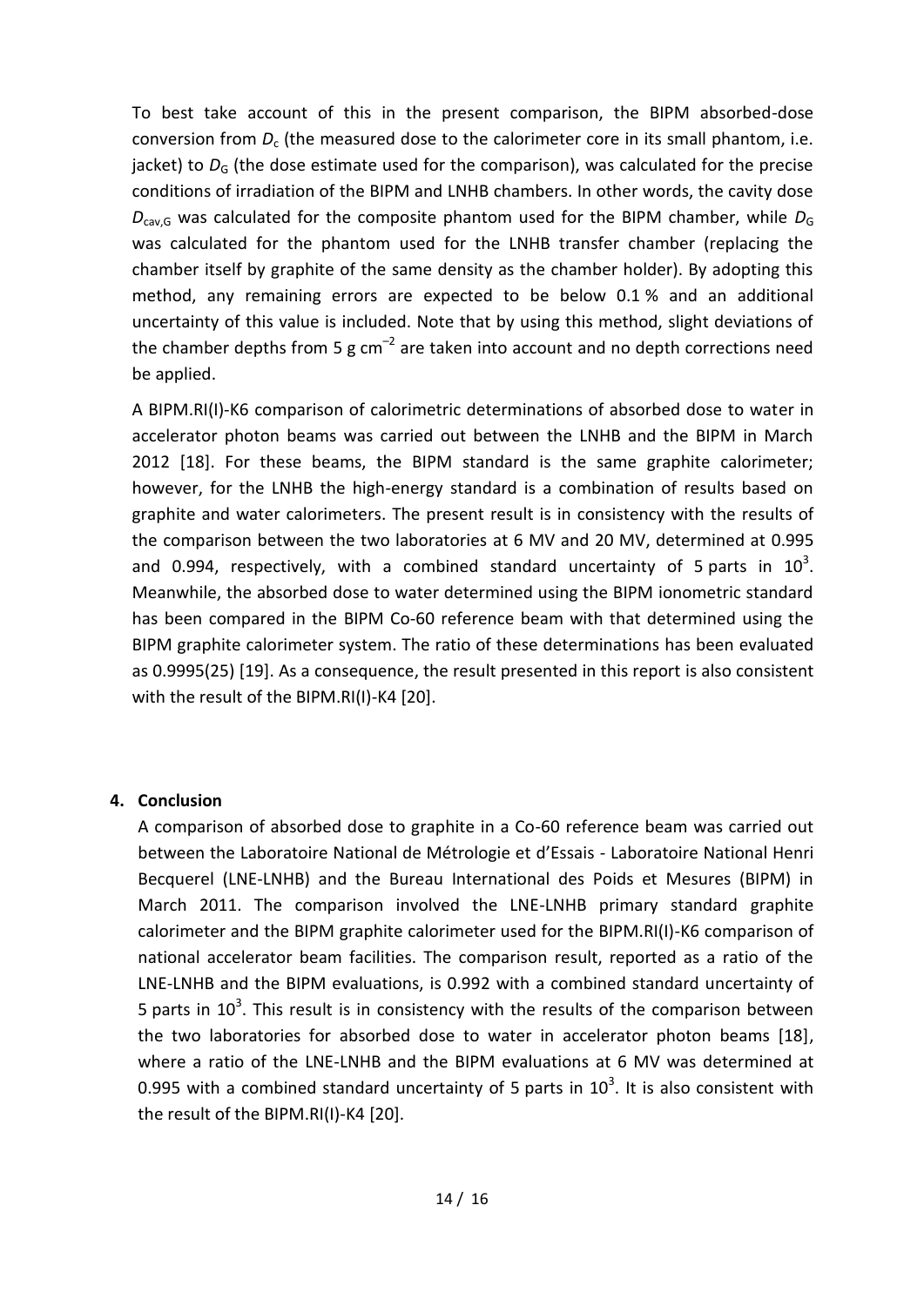To best take account of this in the present comparison, the BIPM absorbed-dose conversion from $D_c$ (the measured dose to the calorimeter core in its small phantom, i.e. jacket) to $D_G$ (the dose estimate used for the comparison), was calculated for the precise conditions of irradiation of the BIPM and LNHB chambers. In other words, the cavity dose $D_{cav,G}$ was calculated for the composite phantom used for the BIPM chamber, while $D_G$ was calculated for the phantom used for the LNHB transfer chamber (replacing the chamber itself by graphite of the same density as the chamber holder). By adopting this method, any remaining errors are expected to be below 0.1 % and an additional uncertainty of this value is included. Note that by using this method, slight deviations of the chamber depths from 5 g cm$^{-2}$ are taken into account and no depth corrections need be applied.

A BIPM.RI(I)-K6 comparison of calorimetric determinations of absorbed dose to water in accelerator photon beams was carried out between the LNHB and the BIPM in March 2012 [18]. For these beams, the BIPM standard is the same graphite calorimeter; however, for the LNHB the high-energy standard is a combination of results based on graphite and water calorimeters. The present result is in consistency with the results of the comparison between the two laboratories at 6 MV and 20 MV, determined at 0.995 and 0.994, respectively, with a combined standard uncertainty of 5 parts in $10^3$. Meanwhile, the absorbed dose to water determined using the BIPM ionometric standard has been compared in the BIPM Co-60 reference beam with that determined using the BIPM graphite calorimeter system. The ratio of these determinations has been evaluated as 0.9995(25) [19]. As a consequence, the result presented in this report is also consistent with the result of the BIPM.RI(I)-K4 [20].

## 4. Conclusion

A comparison of absorbed dose to graphite in a Co-60 reference beam was carried out between the Laboratoire National de Métrologie et d'Essais - Laboratoire National Henri Becquerel (LNE-LNHB) and the Bureau International des Poids et Mesures (BIPM) in March 2011. The comparison involved the LNE-LNHB primary standard graphite calorimeter and the BIPM graphite calorimeter used for the BIPM.RI(I)-K6 comparison of national accelerator beam facilities. The comparison result, reported as a ratio of the LNE-LNHB and the BIPM evaluations, is 0.992 with a combined standard uncertainty of 5 parts in $10^3$. This result is in consistency with the results of the comparison between the two laboratories for absorbed dose to water in accelerator photon beams [18], where a ratio of the LNE-LNHB and the BIPM evaluations at 6 MV was determined at 0.995 with a combined standard uncertainty of 5 parts in $10^3$. It is also consistent with the result of the BIPM.RI(I)-K4 [20].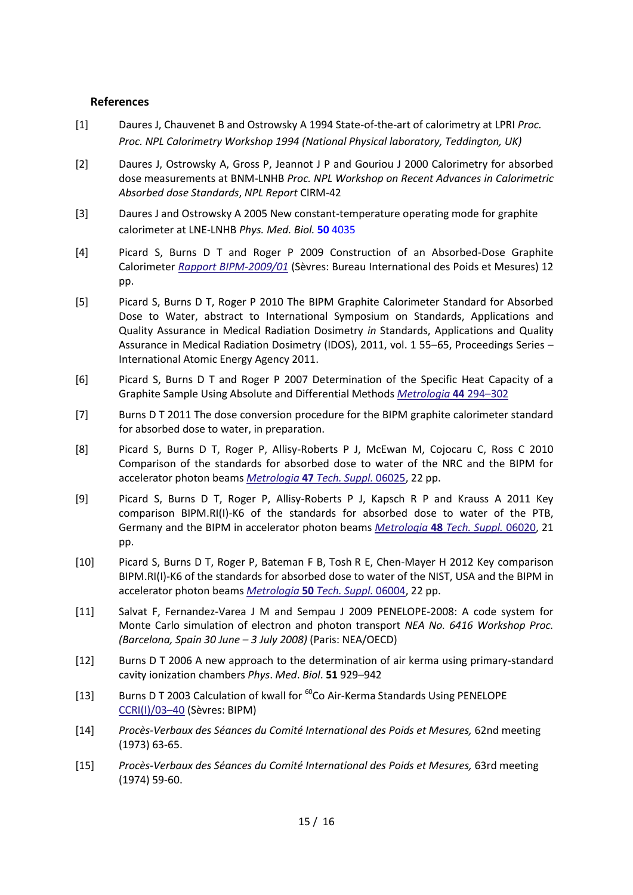## References

[1] Daures J, Chauvenet B and Ostrowsky A 1994 State-of-the-art of calorimetry at LPRI *Proc. Proc. NPL Calorimetry Workshop 1994 (National Physical laboratory, Teddington, UK)*

[2] Daures J, Ostrowsky A, Gross P, Jeannot J P and Gouriou J 2000 Calorimetry for absorbed dose measurements at BNM-LNHB *Proc. NPL Workshop on Recent Advances in Calorimetric Absorbed dose Standards*, *NPL Report* CIRM-42

[3] Daures J and Ostrowsky A 2005 New constant-temperature operating mode for graphite calorimeter at LNE-LNHB *Phys. Med. Biol.* **50** 4035

[4] Picard S, Burns D T and Roger P 2009 Construction of an Absorbed-Dose Graphite Calorimeter *Rapport BIPM-2009/01* (Sèvres: Bureau International des Poids et Mesures) 12 pp.

[5] Picard S, Burns D T, Roger P 2010 The BIPM Graphite Calorimeter Standard for Absorbed Dose to Water, abstract to International Symposium on Standards, Applications and Quality Assurance in Medical Radiation Dosimetry *in* Standards, Applications and Quality Assurance in Medical Radiation Dosimetry (IDOS), 2011, vol. 1 55–65, Proceedings Series – International Atomic Energy Agency 2011.

[6] Picard S, Burns D T and Roger P 2007 Determination of the Specific Heat Capacity of a Graphite Sample Using Absolute and Differential Methods *Metrologia* **44** 294–302

[7] Burns D T 2011 The dose conversion procedure for the BIPM graphite calorimeter standard for absorbed dose to water, in preparation.

[8] Picard S, Burns D T, Roger P, Allisy-Roberts P J, McEwan M, Cojocaru C, Ross C 2010 Comparison of the standards for absorbed dose to water of the NRC and the BIPM for accelerator photon beams *Metrologia* **47** *Tech. Suppl.* 06025, 22 pp.

[9] Picard S, Burns D T, Roger P, Allisy-Roberts P J, Kapsch R P and Krauss A 2011 Key comparison BIPM.RI(I)-K6 of the standards for absorbed dose to water of the PTB, Germany and the BIPM in accelerator photon beams *Metrologia* **48** *Tech. Suppl.* 06020, 21 pp.

[10] Picard S, Burns D T, Roger P, Bateman F B, Tosh R E, Chen-Mayer H 2012 Key comparison BIPM.RI(I)-K6 of the standards for absorbed dose to water of the NIST, USA and the BIPM in accelerator photon beams *Metrologia* **50** *Tech. Suppl.* 06004, 22 pp.

[11] Salvat F, Fernandez-Varea J M and Sempau J 2009 PENELOPE-2008: A code system for Monte Carlo simulation of electron and photon transport *NEA No. 6416 Workshop Proc. (Barcelona, Spain 30 June – 3 July 2008)* (Paris: NEA/OECD)

[12] Burns D T 2006 A new approach to the determination of air kerma using primary-standard cavity ionization chambers *Phys*. *Med*. *Biol*. **51** 929–942

[13] Burns D T 2003 Calculation of kwall for $^{60}$Co Air-Kerma Standards Using PENELOPE CCRI(I)/03–40 (Sèvres: BIPM)

[14] *Procès-Verbaux des Séances du Comité International des Poids et Mesures,* 62nd meeting (1973) 63-65.

[15] *Procès-Verbaux des Séances du Comité International des Poids et Mesures,* 63rd meeting (1974) 59-60.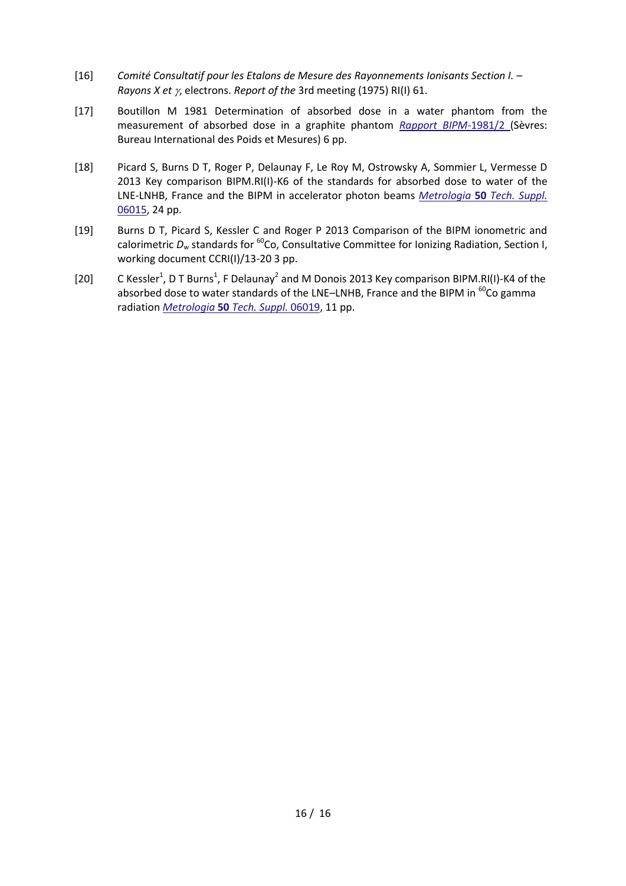[16] *Comité Consultatif pour les Etalons de Mesure des Rayonnements Ionisants Section I. – Rayons X et $\gamma$*, electrons. *Report of the* 3rd meeting (1975) RI(I) 61.

[17] Boutillon M 1981 Determination of absorbed dose in a water phantom from the measurement of absorbed dose in a graphite phantom *Rapport BIPM*-1981/2 (Sèvres: Bureau International des Poids et Mesures) 6 pp.

[18] Picard S, Burns D T, Roger P, Delaunay F, Le Roy M, Ostrowsky A, Sommier L, Vermesse D 2013 Key comparison BIPM.RI(I)-K6 of the standards for absorbed dose to water of the LNE-LNHB, France and the BIPM in accelerator photon beams *Metrologia* **50** *Tech. Suppl.* 06015, 24 pp.

[19] Burns D T, Picard S, Kessler C and Roger P 2013 Comparison of the BIPM ionometric and calorimetric $D_w$ standards for $^{60}$Co, Consultative Committee for Ionizing Radiation, Section I, working document CCRI(I)/13-20 3 pp.

[20] C Kessler[1], D T Burns[1], F Delaunay[2] and M Donois 2013 Key comparison BIPM.RI(I)-K4 of the absorbed dose to water standards of the LNE–LNHB, France and the BIPM in $^{60}$Co gamma radiation *Metrologia* **50** *Tech. Suppl.* 06019, 11 pp.